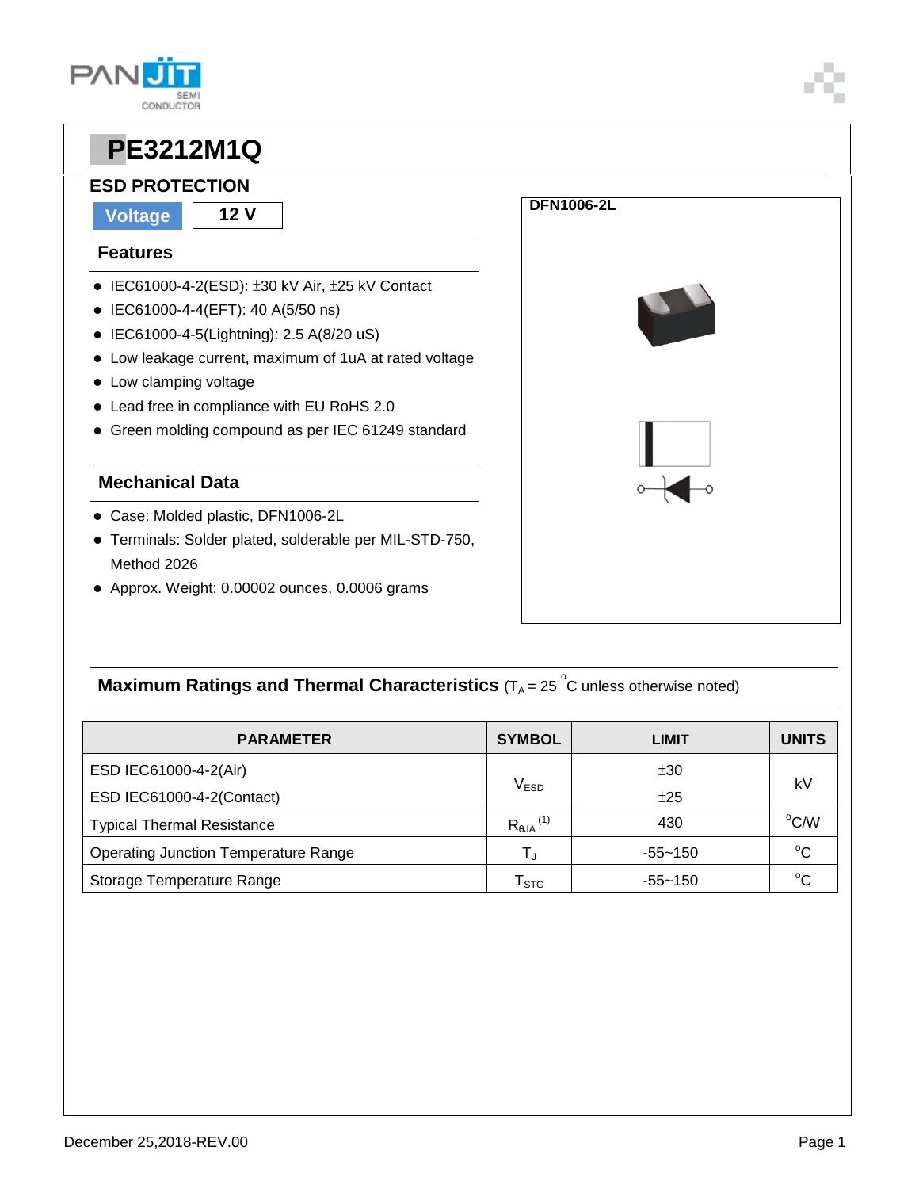# PE3212M1Q

## ESD PROTECTION

**Voltage** | **12 V**

DFN1006-2L

### Features

- IEC61000-4-2(ESD): ±30 kV Air, ±25 kV Contact
- IEC61000-4-4(EFT): 40 A(5/50 ns)
- IEC61000-4-5(Lightning): 2.5 A(8/20 uS)
- Low leakage current, maximum of 1uA at rated voltage
- Low clamping voltage
- Lead free in compliance with EU RoHS 2.0
- Green molding compound as per IEC 61249 standard

### Mechanical Data

- Case: Molded plastic, DFN1006-2L
- Terminals: Solder plated, solderable per MIL-STD-750, Method 2026
- Approx. Weight: 0.00002 ounces, 0.0006 grams

### Maximum Ratings and Thermal Characteristics ($T_A = 25\ ^oC$ unless otherwise noted)

| PARAMETER | SYMBOL | LIMIT | UNITS |
|---|---|---|---|
| ESD IEC61000-4-2(Air) | $V_{ESD}$ | ±30 | kV |
| ESD IEC61000-4-2(Contact) | | ±25 | |
| Typical Thermal Resistance | $R_{\theta JA}$ (1) | 430 | $^oC/W$ |
| Operating Junction Temperature Range | $T_J$ | -55~150 | $^oC$ |
| Storage Temperature Range | $T_{STG}$ | -55~150 | $^oC$ |

December 25,2018-REV.00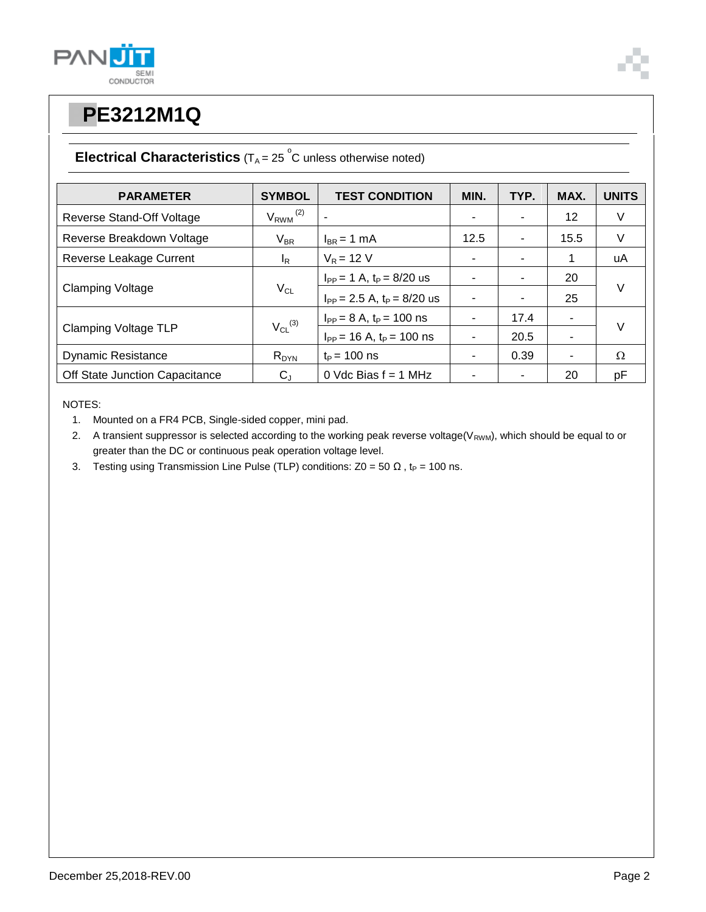# PE3212M1Q

**Electrical Characteristics** ($T_A$ = 25 °C unless otherwise noted)

| PARAMETER | SYMBOL | TEST CONDITION | MIN. | TYP. | MAX. | UNITS |
|---|---|---|---|---|---|---|
| Reverse Stand-Off Voltage | $V_{RWM}$ (2) | - | - | - | 12 | V |
| Reverse Breakdown Voltage | $V_{BR}$ | $I_{BR}$ = 1 mA | 12.5 | - | 15.5 | V |
| Reverse Leakage Current | $I_R$ | $V_R$ = 12 V | - | - | 1 | uA |
| Clamping Voltage | $V_{CL}$ | $I_{PP}$ = 1 A, $t_P$ = 8/20 us | - | - | 20 | V |
| | | $I_{PP}$ = 2.5 A, $t_P$ = 8/20 us | - | - | 25 | |
| Clamping Voltage TLP | $V_{CL}$ (3) | $I_{PP}$ = 8 A, $t_P$ = 100 ns | - | 17.4 | - | V |
| | | $I_{PP}$ = 16 A, $t_P$ = 100 ns | - | 20.5 | - | |
| Dynamic Resistance | $R_{DYN}$ | $t_P$ = 100 ns | - | 0.39 | - | Ω |
| Off State Junction Capacitance | $C_J$ | 0 Vdc Bias f = 1 MHz | - | - | 20 | pF |

NOTES:

1. Mounted on a FR4 PCB, Single-sided copper, mini pad.
2. A transient suppressor is selected according to the working peak reverse voltage($V_{RWM}$), which should be equal to or greater than the DC or continuous peak operation voltage level.
3. Testing using Transmission Line Pulse (TLP) conditions: Z0 = 50 Ω , $t_P$ = 100 ns.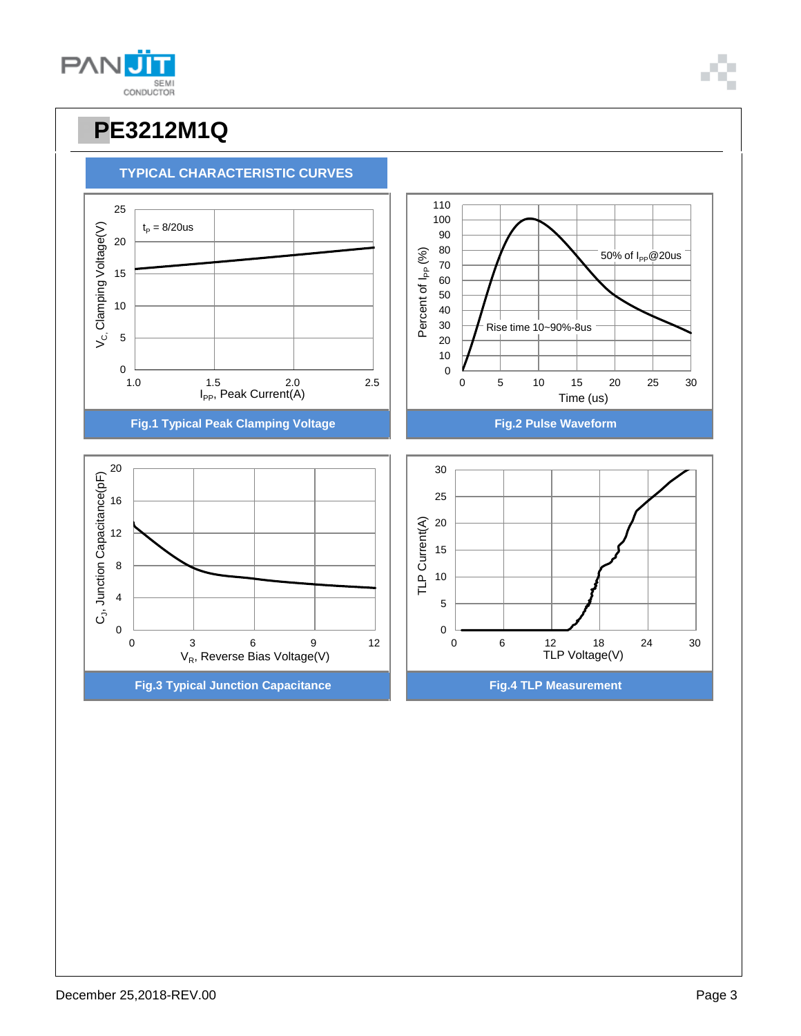# PE3212M1Q

## TYPICAL CHARACTERISTIC CURVES

$t_p$ = 8/20us

$V_C$, Clamping Voltage(V)

$I_{PP}$, Peak Current(A)

Fig.1 Typical Peak Clamping Voltage

Percent of $I_{PP}$ (%)

50% of $I_{PP}$@20us

Rise time 10~90%-8us

Time (us)

Fig.2 Pulse Waveform

$C_J$, Junction Capacitance(pF)

$V_R$, Reverse Bias Voltage(V)

Fig.3 Typical Junction Capacitance

TLP Current(A)

TLP Voltage(V)

Fig.4 TLP Measurement

December 25,2018-REV.00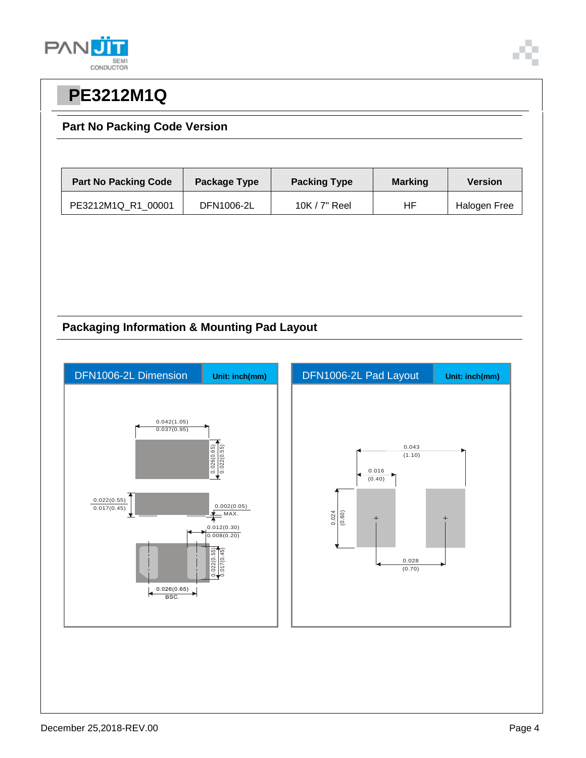# PE3212M1Q

## Part No Packing Code Version

| Part No Packing Code | Package Type | Packing Type | Marking | Version |
|---|---|---|---|---|
| PE3212M1Q_R1_00001 | DFN1006-2L | 10K / 7" Reel | HF | Halogen Free |

## Packaging Information & Mounting Pad Layout

**DFN1006-2L Dimension** — Unit: inch(mm)

- 0.042(1.05) / 0.037(0.95)
- 0.026(0.65) / 0.022(0.55)
- 0.022(0.55) / 0.017(0.45)
- 0.002(0.05) MAX.
- 0.012(0.30) / 0.008(0.20)
- 0.022(0.55) / 0.017(0.45)
- 0.026(0.65) BSC.

**DFN1006-2L Pad Layout** — Unit: inch(mm)

- 0.043 (1.10)
- 0.016 (0.40)
- 0.024 (0.60)
- 0.028 (0.70)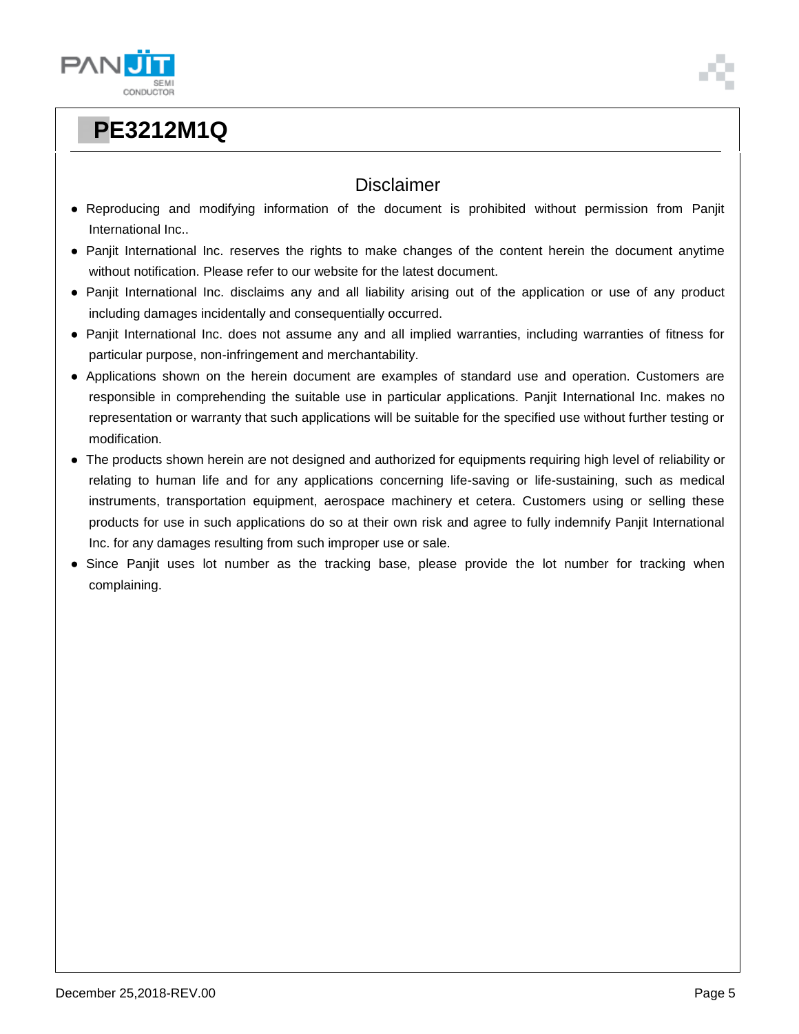# PE3212M1Q

## Disclaimer

- Reproducing and modifying information of the document is prohibited without permission from Panjit International Inc..
- Panjit International Inc. reserves the rights to make changes of the content herein the document anytime without notification. Please refer to our website for the latest document.
- Panjit International Inc. disclaims any and all liability arising out of the application or use of any product including damages incidentally and consequentially occurred.
- Panjit International Inc. does not assume any and all implied warranties, including warranties of fitness for particular purpose, non-infringement and merchantability.
- Applications shown on the herein document are examples of standard use and operation. Customers are responsible in comprehending the suitable use in particular applications. Panjit International Inc. makes no representation or warranty that such applications will be suitable for the specified use without further testing or modification.
- The products shown herein are not designed and authorized for equipments requiring high level of reliability or relating to human life and for any applications concerning life-saving or life-sustaining, such as medical instruments, transportation equipment, aerospace machinery et cetera. Customers using or selling these products for use in such applications do so at their own risk and agree to fully indemnify Panjit International Inc. for any damages resulting from such improper use or sale.
- Since Panjit uses lot number as the tracking base, please provide the lot number for tracking when complaining.

December 25,2018-REV.00